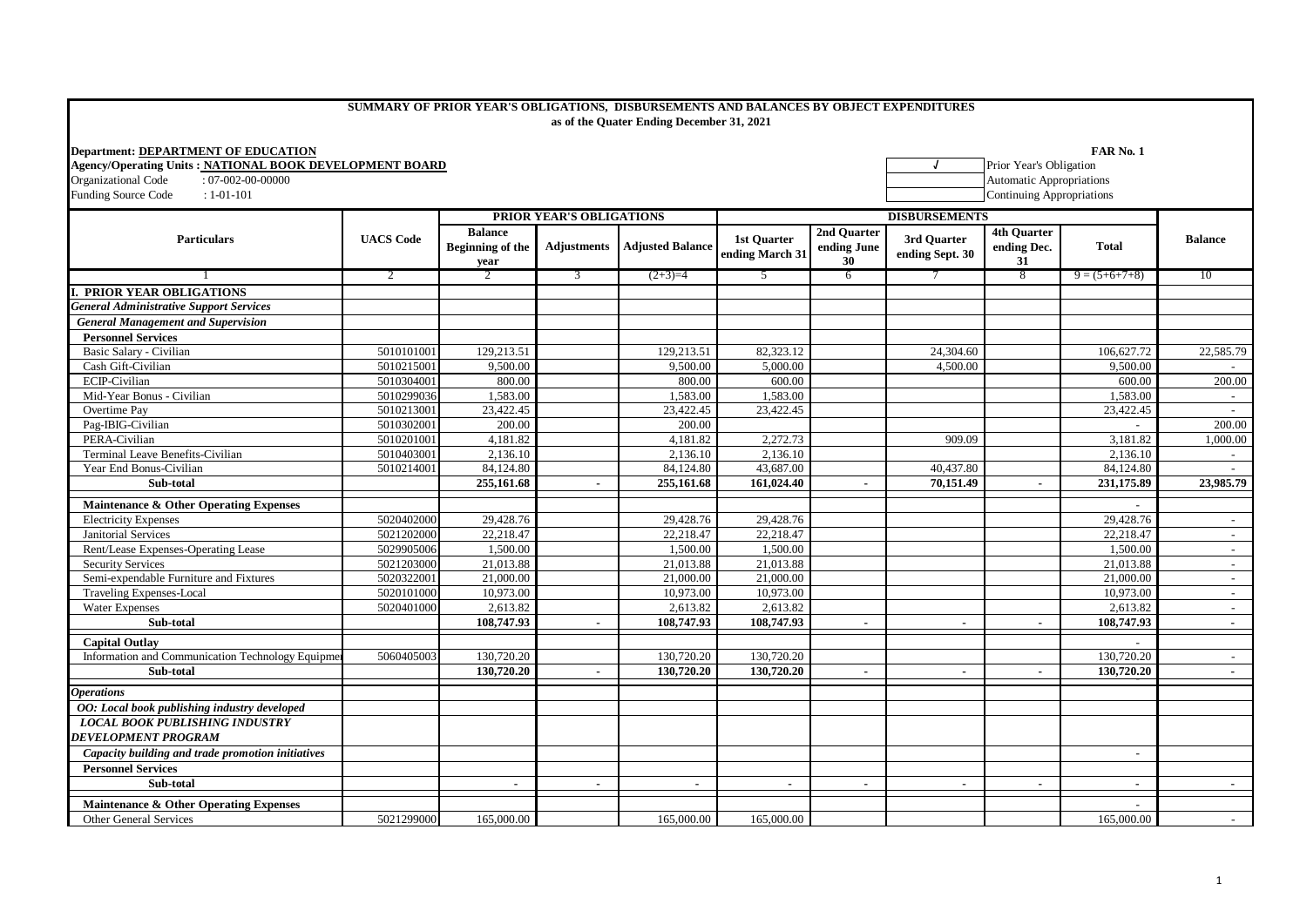**SUMMARY OF PRIOR YEAR'S OBLIGATIONS, DISBURSEMENTS AND BALANCES BY OBJECT EXPENDITURES**
**as of the Quater Ending December 31, 2021**

**Department: DEPARTMENT OF EDUCATION** — **FAR No. 1**
**Agency/Operating Units : NATIONAL BOOK DEVELOPMENT BOARD**
Organizational Code : 07-002-00-00000
Funding Source Code : 1-01-101

| √ | Prior Year's Obligation |
|---|---|
| | Automatic Appropriations |
| | Continuing Appropriations |

| Particulars | UACS Code | PRIOR YEAR'S OBLIGATIONS | | | DISBURSEMENTS | | | | | Balance |
|---|---|---|---|---|---|---|---|---|---|---|
| | | Balance Beginning of the year | Adjustments | Adjusted Balance | 1st Quarter ending March 31 | 2nd Quarter ending June 30 | 3rd Quarter ending Sept. 30 | 4th Quarter ending Dec. 31 | Total | |
| 1 | 2 | 2 | 3 | (2+3)=4 | 5 | 6 | 7 | 8 | 9 = (5+6+7+8) | 10 |
| **I. PRIOR YEAR OBLIGATIONS** | | | | | | | | | | |
| ***General Administrative Support Services*** | | | | | | | | | | |
| ***General Management and Supervision*** | | | | | | | | | | |
| **Personnel Services** | | | | | | | | | | |
| Basic Salary - Civilian | 5010101001 | 129,213.51 | | 129,213.51 | 82,323.12 | | 24,304.60 | | 106,627.72 | 22,585.79 |
| Cash Gift-Civilian | 5010215001 | 9,500.00 | | 9,500.00 | 5,000.00 | | 4,500.00 | | 9,500.00 | - |
| ECIP-Civilian | 5010304001 | 800.00 | | 800.00 | 600.00 | | | | 600.00 | 200.00 |
| Mid-Year Bonus - Civilian | 5010299036 | 1,583.00 | | 1,583.00 | 1,583.00 | | | | 1,583.00 | - |
| Overtime Pay | 5010213001 | 23,422.45 | | 23,422.45 | 23,422.45 | | | | 23,422.45 | - |
| Pag-IBIG-Civilian | 5010302001 | 200.00 | | 200.00 | | | | | - | 200.00 |
| PERA-Civilian | 5010201001 | 4,181.82 | | 4,181.82 | 2,272.73 | | 909.09 | | 3,181.82 | 1,000.00 |
| Terminal Leave Benefits-Civilian | 5010403001 | 2,136.10 | | 2,136.10 | 2,136.10 | | | | 2,136.10 | - |
| Year End Bonus-Civilian | 5010214001 | 84,124.80 | | 84,124.80 | 43,687.00 | | 40,437.80 | | 84,124.80 | - |
| **Sub-total** | | **255,161.68** | **-** | **255,161.68** | **161,024.40** | **-** | **70,151.49** | **-** | **231,175.89** | **23,985.79** |
| **Maintenance & Other Operating Expenses** | | | | | | | | | - | |
| Electricity Expenses | 5020402000 | 29,428.76 | | 29,428.76 | 29,428.76 | | | | 29,428.76 | - |
| Janitorial Services | 5021202000 | 22,218.47 | | 22,218.47 | 22,218.47 | | | | 22,218.47 | - |
| Rent/Lease Expenses-Operating Lease | 5029905006 | 1,500.00 | | 1,500.00 | 1,500.00 | | | | 1,500.00 | - |
| Security Services | 5021203000 | 21,013.88 | | 21,013.88 | 21,013.88 | | | | 21,013.88 | - |
| Semi-expendable Furniture and Fixtures | 5020322001 | 21,000.00 | | 21,000.00 | 21,000.00 | | | | 21,000.00 | - |
| Traveling Expenses-Local | 5020101000 | 10,973.00 | | 10,973.00 | 10,973.00 | | | | 10,973.00 | - |
| Water Expenses | 5020401000 | 2,613.82 | | 2,613.82 | 2,613.82 | | | | 2,613.82 | - |
| **Sub-total** | | **108,747.93** | **-** | **108,747.93** | **108,747.93** | **-** | **-** | **-** | **108,747.93** | **-** |
| **Capital Outlay** | | | | | | | | | - | |
| Information and Communication Technology Equipment | 5060405003 | 130,720.20 | | 130,720.20 | 130,720.20 | | | | 130,720.20 | - |
| **Sub-total** | | **130,720.20** | **-** | **130,720.20** | **130,720.20** | **-** | **-** | **-** | **130,720.20** | **-** |
| ***Operations*** | | | | | | | | | | |
| ***OO: Local book publishing industry developed*** | | | | | | | | | | |
| ***LOCAL BOOK PUBLISHING INDUSTRY DEVELOPMENT PROGRAM*** | | | | | | | | | | |
| ***Capacity building and trade promotion initiatives*** | | | | | | | | | - | |
| **Personnel Services** | | | | | | | | | | |
| **Sub-total** | | **-** | **-** | **-** | **-** | **-** | **-** | **-** | **-** | **-** |
| **Maintenance & Other Operating Expenses** | | | | | | | | | - | |
| Other General Services | 5021299000 | 165,000.00 | | 165,000.00 | 165,000.00 | | | | 165,000.00 | - |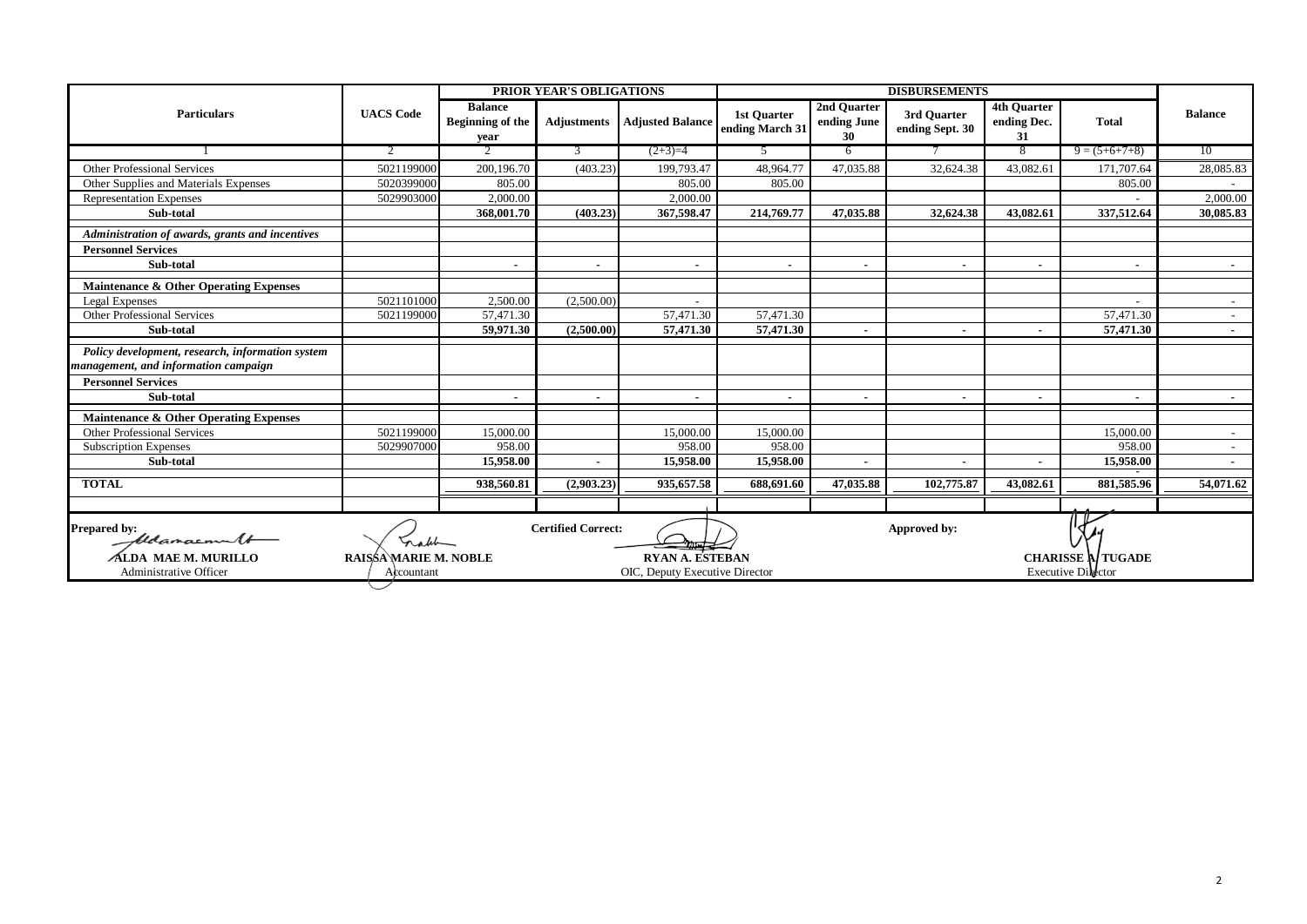| Particulars | UACS Code | PRIOR YEAR'S OBLIGATIONS | | | DISBURSEMENTS | | | | | Balance |
|---|---|---|---|---|---|---|---|---|---|---|
| | | Balance Beginning of the year | Adjustments | Adjusted Balance | 1st Quarter ending March 31 | 2nd Quarter ending June 30 | 3rd Quarter ending Sept. 30 | 4th Quarter ending Dec. 31 | Total | |
| 1 | 2 | 2 | 3 | (2+3)=4 | 5 | 6 | 7 | 8 | 9 = (5+6+7+8) | 10 |
| Other Professional Services | 5021199000 | 200,196.70 | (403.23) | 199,793.47 | 48,964.77 | 47,035.88 | 32,624.38 | 43,082.61 | 171,707.64 | 28,085.83 |
| Other Supplies and Materials Expenses | 5020399000 | 805.00 | | 805.00 | 805.00 | | | | 805.00 | - |
| Representation Expenses | 5029903000 | 2,000.00 | | 2,000.00 | | | | | - | 2,000.00 |
| **Sub-total** | | **368,001.70** | **(403.23)** | **367,598.47** | **214,769.77** | **47,035.88** | **32,624.38** | **43,082.61** | **337,512.64** | **30,085.83** |
| ***Administration of awards, grants and incentives*** | | | | | | | | | | |
| **Personnel Services** | | | | | | | | | | |
| **Sub-total** | | - | - | - | - | - | - | - | - | - |
| **Maintenance & Other Operating Expenses** | | | | | | | | | | |
| Legal Expenses | 5021101000 | 2,500.00 | (2,500.00) | - | | | | | - | - |
| Other Professional Services | 5021199000 | 57,471.30 | | 57,471.30 | 57,471.30 | | | | 57,471.30 | - |
| **Sub-total** | | **59,971.30** | **(2,500.00)** | **57,471.30** | **57,471.30** | **-** | **-** | **-** | **57,471.30** | **-** |
| ***Policy development, research, information system management, and information campaign*** | | | | | | | | | | |
| **Personnel Services** | | | | | | | | | | |
| **Sub-total** | | - | - | - | - | - | - | - | - | - |
| **Maintenance & Other Operating Expenses** | | | | | | | | | | |
| Other Professional Services | 5021199000 | 15,000.00 | | 15,000.00 | 15,000.00 | | | | 15,000.00 | - |
| Subscription Expenses | 5029907000 | 958.00 | | 958.00 | 958.00 | | | | 958.00 | - |
| **Sub-total** | | **15,958.00** | **-** | **15,958.00** | **15,958.00** | **-** | **-** | **-** | **15,958.00** | **-** |
| **TOTAL** | | **938,560.81** | **(2,903.23)** | **935,657.58** | **688,691.60** | **47,035.88** | **102,775.87** | **43,082.61** | **881,585.96** | **54,071.62** |

**Prepared by:**

**ALDA MAE M. MURILLO**
Administrative Officer

**RAISSA MARIE M. NOBLE**
Accountant

**Certified Correct:**

**RYAN A. ESTEBAN**
OIC, Deputy Executive Director

**Approved by:**

**CHARISSE A. TUGADE**
Executive Director